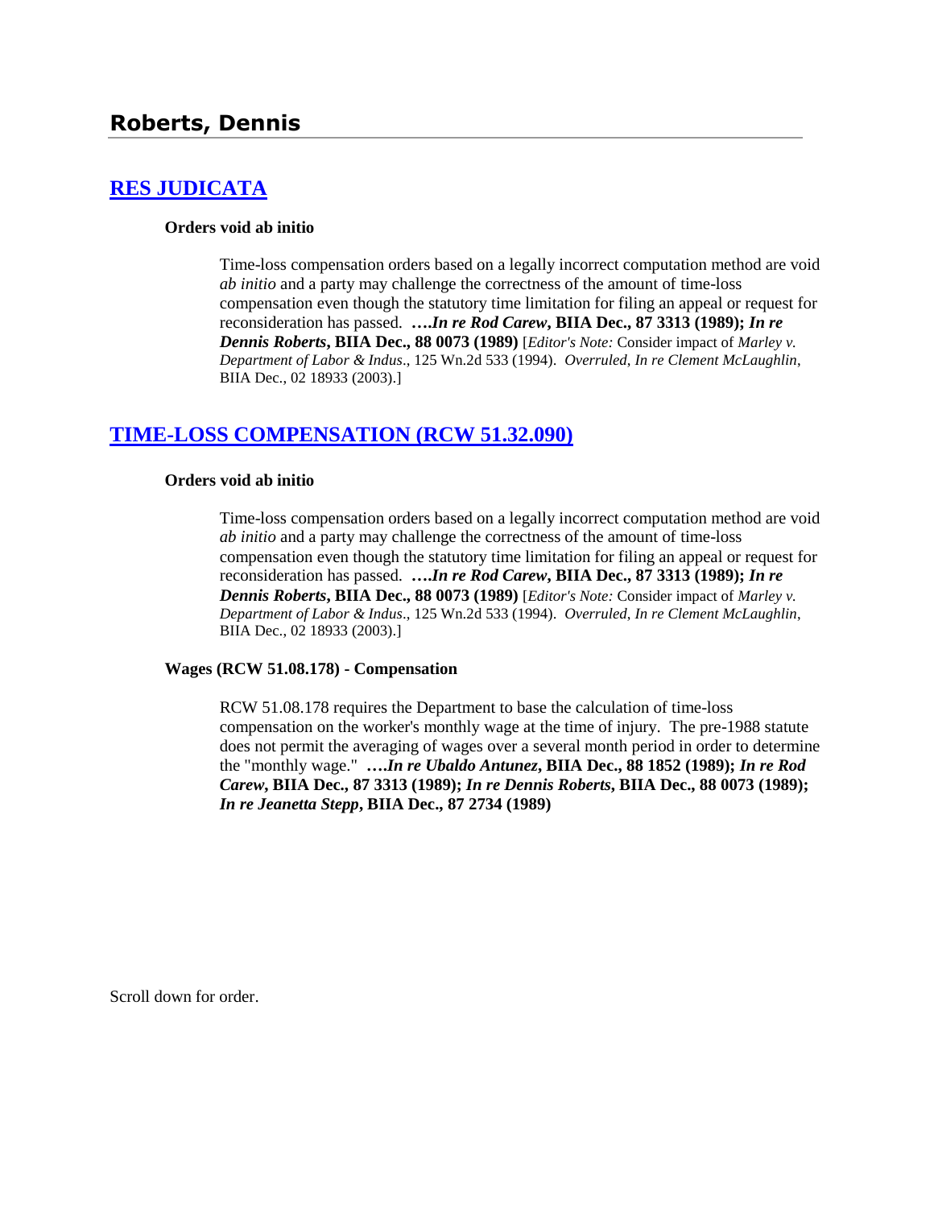# Roberts, Dennis

## [RES JUDICATA](#)

### Orders void ab initio

Time-loss compensation orders based on a legally incorrect computation method are void *ab initio* and a party may challenge the correctness of the amount of time-loss compensation even though the statutory time limitation for filing an appeal or request for reconsideration has passed. **….*In re Rod Carew*, BIIA Dec., 87 3313 (1989); *In re Dennis Roberts*, BIIA Dec., 88 0073 (1989)** [*Editor's Note:* Consider impact of *Marley v. Department of Labor & Indus*., 125 Wn.2d 533 (1994). *Overruled*, *In re Clement McLaughlin*, BIIA Dec., 02 18933 (2003).]

## [TIME-LOSS COMPENSATION (RCW 51.32.090)](#)

### Orders void ab initio

Time-loss compensation orders based on a legally incorrect computation method are void *ab initio* and a party may challenge the correctness of the amount of time-loss compensation even though the statutory time limitation for filing an appeal or request for reconsideration has passed. **….*In re Rod Carew*, BIIA Dec., 87 3313 (1989); *In re Dennis Roberts*, BIIA Dec., 88 0073 (1989)** [*Editor's Note:* Consider impact of *Marley v. Department of Labor & Indus*., 125 Wn.2d 533 (1994). *Overruled*, *In re Clement McLaughlin*, BIIA Dec., 02 18933 (2003).]

### Wages (RCW 51.08.178) - Compensation

RCW 51.08.178 requires the Department to base the calculation of time-loss compensation on the worker's monthly wage at the time of injury. The pre-1988 statute does not permit the averaging of wages over a several month period in order to determine the "monthly wage." **….*In re Ubaldo Antunez*, BIIA Dec., 88 1852 (1989); *In re Rod Carew*, BIIA Dec., 87 3313 (1989); *In re Dennis Roberts*, BIIA Dec., 88 0073 (1989); *In re Jeanetta Stepp*, BIIA Dec., 87 2734 (1989)**

Scroll down for order.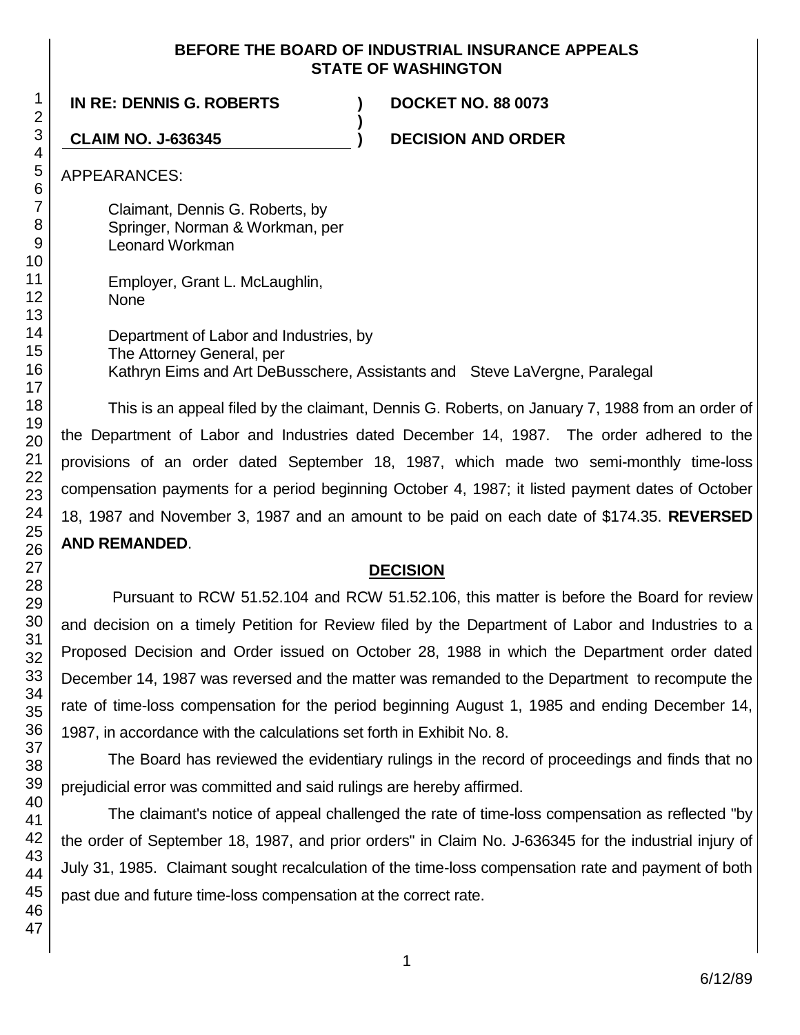**BEFORE THE BOARD OF INDUSTRIAL INSURANCE APPEALS**
**STATE OF WASHINGTON**

| | | |
|---|---|---|
| **IN RE: DENNIS G. ROBERTS** | **)** | **DOCKET NO. 88 0073** |
| | **)** | |
| **CLAIM NO. J-636345** | **)** | **DECISION AND ORDER** |

APPEARANCES:

Claimant, Dennis G. Roberts, by
Springer, Norman & Workman, per
Leonard Workman

Employer, Grant L. McLaughlin,
None

Department of Labor and Industries, by
The Attorney General, per
Kathryn Eims and Art DeBusschere, Assistants and Steve LaVergne, Paralegal

This is an appeal filed by the claimant, Dennis G. Roberts, on January 7, 1988 from an order of the Department of Labor and Industries dated December 14, 1987. The order adhered to the provisions of an order dated September 18, 1987, which made two semi-monthly time-loss compensation payments for a period beginning October 4, 1987; it listed payment dates of October 18, 1987 and November 3, 1987 and an amount to be paid on each date of $174.35. **REVERSED AND REMANDED**.

## DECISION

Pursuant to RCW 51.52.104 and RCW 51.52.106, this matter is before the Board for review and decision on a timely Petition for Review filed by the Department of Labor and Industries to a Proposed Decision and Order issued on October 28, 1988 in which the Department order dated December 14, 1987 was reversed and the matter was remanded to the Department to recompute the rate of time-loss compensation for the period beginning August 1, 1985 and ending December 14, 1987, in accordance with the calculations set forth in Exhibit No. 8.

The Board has reviewed the evidentiary rulings in the record of proceedings and finds that no prejudicial error was committed and said rulings are hereby affirmed.

The claimant's notice of appeal challenged the rate of time-loss compensation as reflected "by the order of September 18, 1987, and prior orders" in Claim No. J-636345 for the industrial injury of July 31, 1985. Claimant sought recalculation of the time-loss compensation rate and payment of both past due and future time-loss compensation at the correct rate.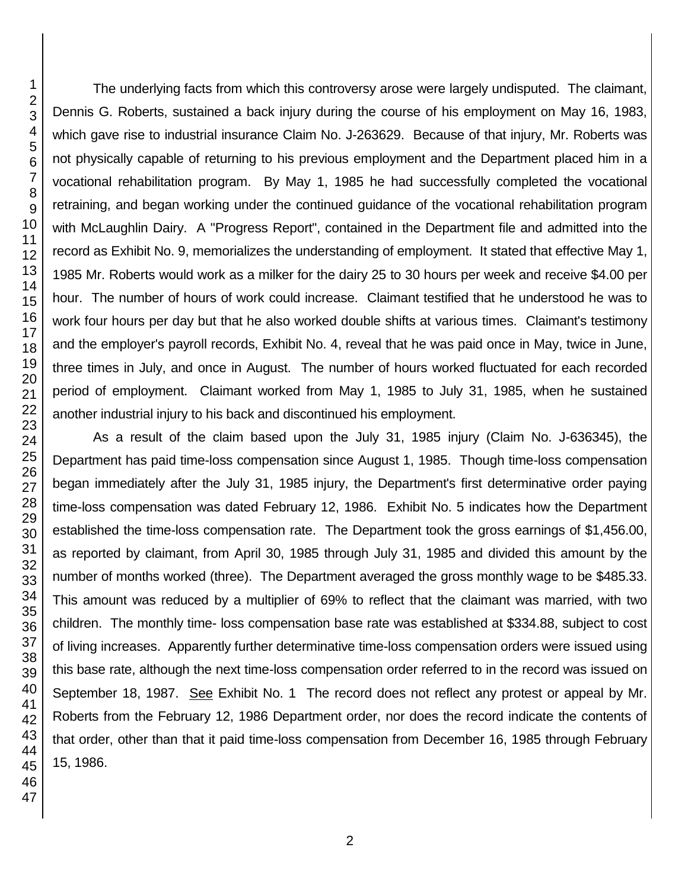The underlying facts from which this controversy arose were largely undisputed. The claimant, Dennis G. Roberts, sustained a back injury during the course of his employment on May 16, 1983, which gave rise to industrial insurance Claim No. J-263629. Because of that injury, Mr. Roberts was not physically capable of returning to his previous employment and the Department placed him in a vocational rehabilitation program. By May 1, 1985 he had successfully completed the vocational retraining, and began working under the continued guidance of the vocational rehabilitation program with McLaughlin Dairy. A "Progress Report", contained in the Department file and admitted into the record as Exhibit No. 9, memorializes the understanding of employment. It stated that effective May 1, 1985 Mr. Roberts would work as a milker for the dairy 25 to 30 hours per week and receive $4.00 per hour. The number of hours of work could increase. Claimant testified that he understood he was to work four hours per day but that he also worked double shifts at various times. Claimant's testimony and the employer's payroll records, Exhibit No. 4, reveal that he was paid once in May, twice in June, three times in July, and once in August. The number of hours worked fluctuated for each recorded period of employment. Claimant worked from May 1, 1985 to July 31, 1985, when he sustained another industrial injury to his back and discontinued his employment.

As a result of the claim based upon the July 31, 1985 injury (Claim No. J-636345), the Department has paid time-loss compensation since August 1, 1985. Though time-loss compensation began immediately after the July 31, 1985 injury, the Department's first determinative order paying time-loss compensation was dated February 12, 1986. Exhibit No. 5 indicates how the Department established the time-loss compensation rate. The Department took the gross earnings of $1,456.00, as reported by claimant, from April 30, 1985 through July 31, 1985 and divided this amount by the number of months worked (three). The Department averaged the gross monthly wage to be $485.33. This amount was reduced by a multiplier of 69% to reflect that the claimant was married, with two children. The monthly time- loss compensation base rate was established at $334.88, subject to cost of living increases. Apparently further determinative time-loss compensation orders were issued using this base rate, although the next time-loss compensation order referred to in the record was issued on September 18, 1987. See Exhibit No. 1 The record does not reflect any protest or appeal by Mr. Roberts from the February 12, 1986 Department order, nor does the record indicate the contents of that order, other than that it paid time-loss compensation from December 16, 1985 through February 15, 1986.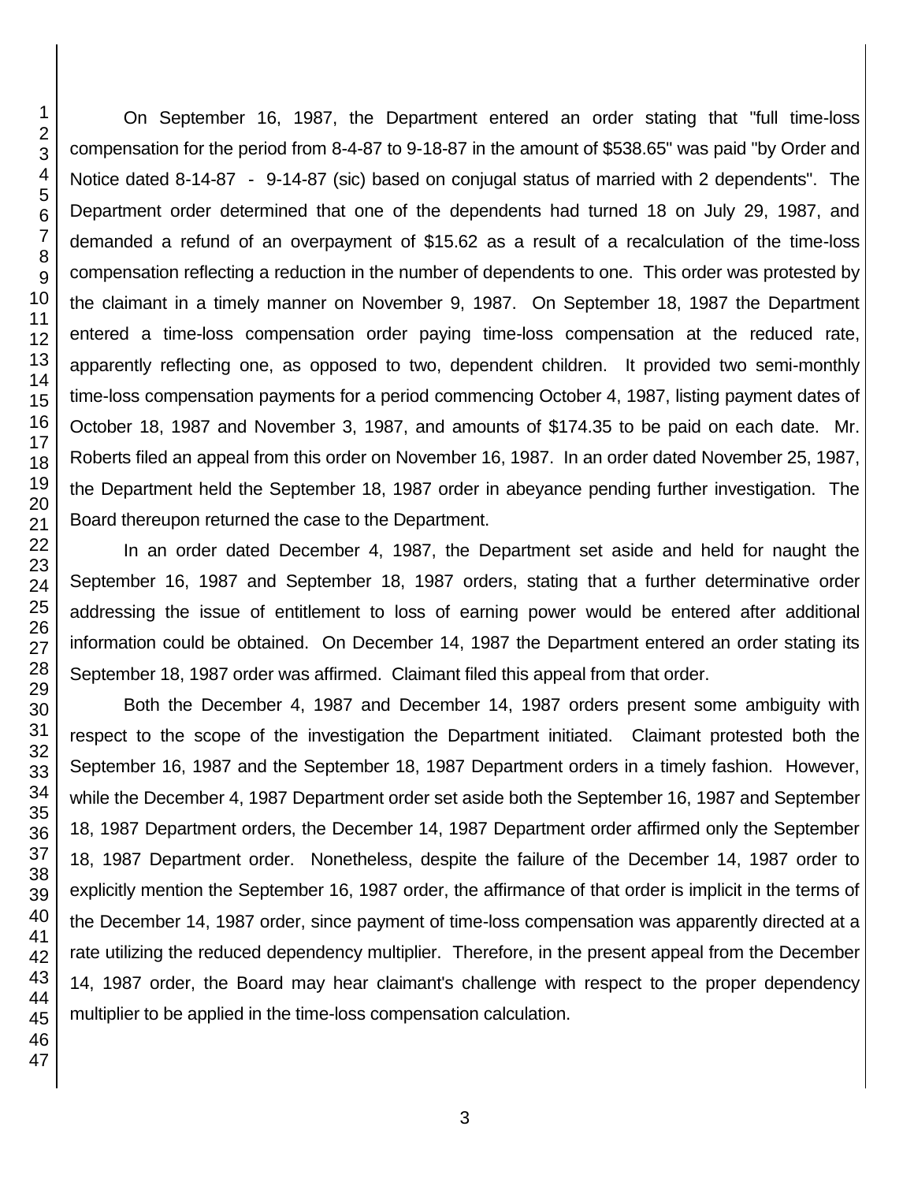On September 16, 1987, the Department entered an order stating that "full time-loss compensation for the period from 8-4-87 to 9-18-87 in the amount of $538.65" was paid "by Order and Notice dated 8-14-87 - 9-14-87 (sic) based on conjugal status of married with 2 dependents". The Department order determined that one of the dependents had turned 18 on July 29, 1987, and demanded a refund of an overpayment of $15.62 as a result of a recalculation of the time-loss compensation reflecting a reduction in the number of dependents to one. This order was protested by the claimant in a timely manner on November 9, 1987. On September 18, 1987 the Department entered a time-loss compensation order paying time-loss compensation at the reduced rate, apparently reflecting one, as opposed to two, dependent children. It provided two semi-monthly time-loss compensation payments for a period commencing October 4, 1987, listing payment dates of October 18, 1987 and November 3, 1987, and amounts of $174.35 to be paid on each date. Mr. Roberts filed an appeal from this order on November 16, 1987. In an order dated November 25, 1987, the Department held the September 18, 1987 order in abeyance pending further investigation. The Board thereupon returned the case to the Department.

In an order dated December 4, 1987, the Department set aside and held for naught the September 16, 1987 and September 18, 1987 orders, stating that a further determinative order addressing the issue of entitlement to loss of earning power would be entered after additional information could be obtained. On December 14, 1987 the Department entered an order stating its September 18, 1987 order was affirmed. Claimant filed this appeal from that order.

Both the December 4, 1987 and December 14, 1987 orders present some ambiguity with respect to the scope of the investigation the Department initiated. Claimant protested both the September 16, 1987 and the September 18, 1987 Department orders in a timely fashion. However, while the December 4, 1987 Department order set aside both the September 16, 1987 and September 18, 1987 Department orders, the December 14, 1987 Department order affirmed only the September 18, 1987 Department order. Nonetheless, despite the failure of the December 14, 1987 order to explicitly mention the September 16, 1987 order, the affirmance of that order is implicit in the terms of the December 14, 1987 order, since payment of time-loss compensation was apparently directed at a rate utilizing the reduced dependency multiplier. Therefore, in the present appeal from the December 14, 1987 order, the Board may hear claimant's challenge with respect to the proper dependency multiplier to be applied in the time-loss compensation calculation.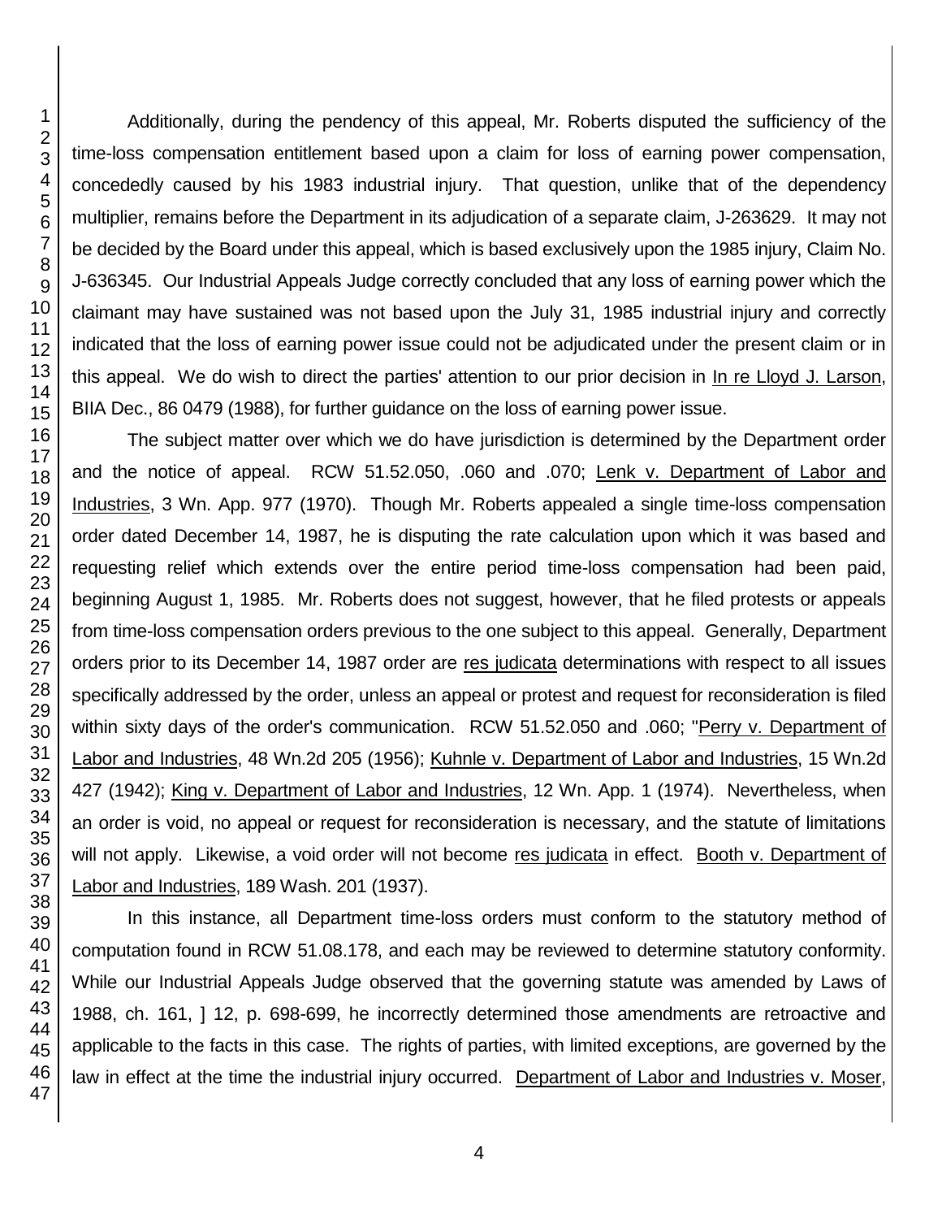Additionally, during the pendency of this appeal, Mr. Roberts disputed the sufficiency of the time-loss compensation entitlement based upon a claim for loss of earning power compensation, concededly caused by his 1983 industrial injury. That question, unlike that of the dependency multiplier, remains before the Department in its adjudication of a separate claim, J-263629. It may not be decided by the Board under this appeal, which is based exclusively upon the 1985 injury, Claim No. J-636345. Our Industrial Appeals Judge correctly concluded that any loss of earning power which the claimant may have sustained was not based upon the July 31, 1985 industrial injury and correctly indicated that the loss of earning power issue could not be adjudicated under the present claim or in this appeal. We do wish to direct the parties' attention to our prior decision in In re Lloyd J. Larson, BIIA Dec., 86 0479 (1988), for further guidance on the loss of earning power issue.

The subject matter over which we do have jurisdiction is determined by the Department order and the notice of appeal. RCW 51.52.050, .060 and .070; Lenk v. Department of Labor and Industries, 3 Wn. App. 977 (1970). Though Mr. Roberts appealed a single time-loss compensation order dated December 14, 1987, he is disputing the rate calculation upon which it was based and requesting relief which extends over the entire period time-loss compensation had been paid, beginning August 1, 1985. Mr. Roberts does not suggest, however, that he filed protests or appeals from time-loss compensation orders previous to the one subject to this appeal. Generally, Department orders prior to its December 14, 1987 order are res judicata determinations with respect to all issues specifically addressed by the order, unless an appeal or protest and request for reconsideration is filed within sixty days of the order's communication. RCW 51.52.050 and .060; "Perry v. Department of Labor and Industries, 48 Wn.2d 205 (1956); Kuhnle v. Department of Labor and Industries, 15 Wn.2d 427 (1942); King v. Department of Labor and Industries, 12 Wn. App. 1 (1974). Nevertheless, when an order is void, no appeal or request for reconsideration is necessary, and the statute of limitations will not apply. Likewise, a void order will not become res judicata in effect. Booth v. Department of Labor and Industries, 189 Wash. 201 (1937).

In this instance, all Department time-loss orders must conform to the statutory method of computation found in RCW 51.08.178, and each may be reviewed to determine statutory conformity. While our Industrial Appeals Judge observed that the governing statute was amended by Laws of 1988, ch. 161, ] 12, p. 698-699, he incorrectly determined those amendments are retroactive and applicable to the facts in this case. The rights of parties, with limited exceptions, are governed by the law in effect at the time the industrial injury occurred. Department of Labor and Industries v. Moser,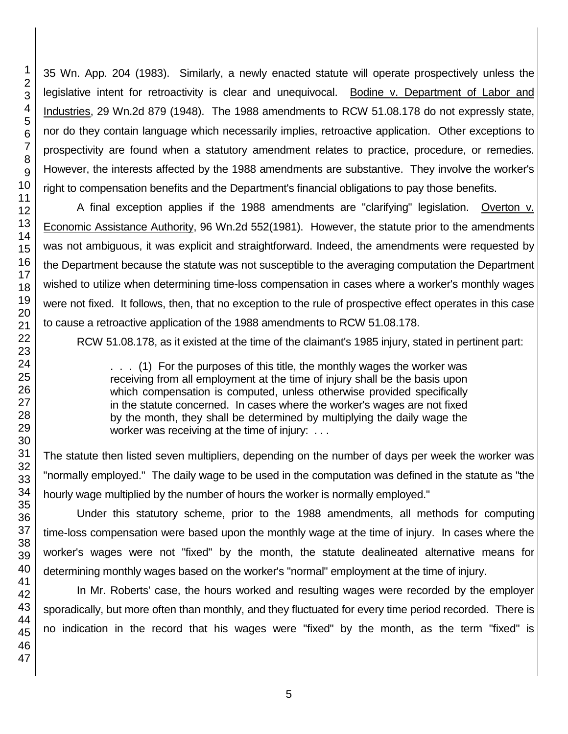35 Wn. App. 204 (1983). Similarly, a newly enacted statute will operate prospectively unless the legislative intent for retroactivity is clear and unequivocal. Bodine v. Department of Labor and Industries, 29 Wn.2d 879 (1948). The 1988 amendments to RCW 51.08.178 do not expressly state, nor do they contain language which necessarily implies, retroactive application. Other exceptions to prospectivity are found when a statutory amendment relates to practice, procedure, or remedies. However, the interests affected by the 1988 amendments are substantive. They involve the worker's right to compensation benefits and the Department's financial obligations to pay those benefits.

A final exception applies if the 1988 amendments are "clarifying" legislation. Overton v. Economic Assistance Authority, 96 Wn.2d 552(1981). However, the statute prior to the amendments was not ambiguous, it was explicit and straightforward. Indeed, the amendments were requested by the Department because the statute was not susceptible to the averaging computation the Department wished to utilize when determining time-loss compensation in cases where a worker's monthly wages were not fixed. It follows, then, that no exception to the rule of prospective effect operates in this case to cause a retroactive application of the 1988 amendments to RCW 51.08.178.

RCW 51.08.178, as it existed at the time of the claimant's 1985 injury, stated in pertinent part:

> . . . (1) For the purposes of this title, the monthly wages the worker was receiving from all employment at the time of injury shall be the basis upon which compensation is computed, unless otherwise provided specifically in the statute concerned. In cases where the worker's wages are not fixed by the month, they shall be determined by multiplying the daily wage the worker was receiving at the time of injury: . . .

The statute then listed seven multipliers, depending on the number of days per week the worker was "normally employed." The daily wage to be used in the computation was defined in the statute as "the hourly wage multiplied by the number of hours the worker is normally employed."

Under this statutory scheme, prior to the 1988 amendments, all methods for computing time-loss compensation were based upon the monthly wage at the time of injury. In cases where the worker's wages were not "fixed" by the month, the statute dealineated alternative means for determining monthly wages based on the worker's "normal" employment at the time of injury.

In Mr. Roberts' case, the hours worked and resulting wages were recorded by the employer sporadically, but more often than monthly, and they fluctuated for every time period recorded. There is no indication in the record that his wages were "fixed" by the month, as the term "fixed" is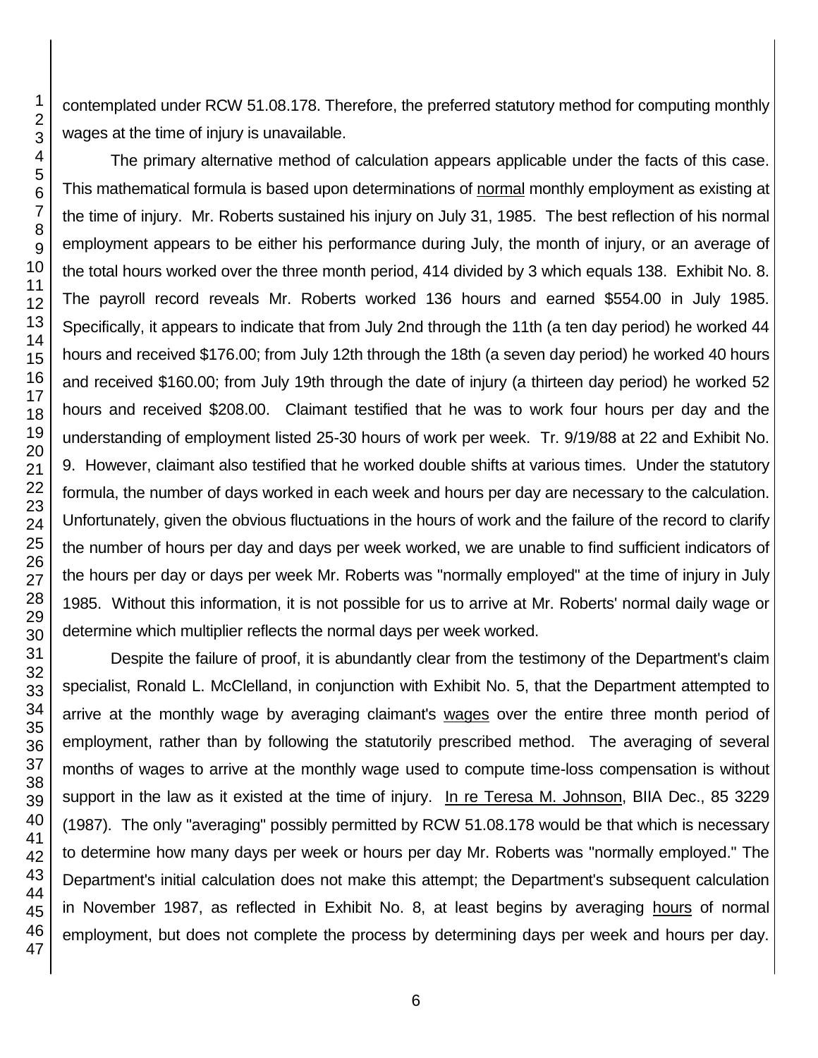contemplated under RCW 51.08.178. Therefore, the preferred statutory method for computing monthly wages at the time of injury is unavailable.

The primary alternative method of calculation appears applicable under the facts of this case. This mathematical formula is based upon determinations of normal monthly employment as existing at the time of injury. Mr. Roberts sustained his injury on July 31, 1985. The best reflection of his normal employment appears to be either his performance during July, the month of injury, or an average of the total hours worked over the three month period, 414 divided by 3 which equals 138. Exhibit No. 8. The payroll record reveals Mr. Roberts worked 136 hours and earned $554.00 in July 1985. Specifically, it appears to indicate that from July 2nd through the 11th (a ten day period) he worked 44 hours and received $176.00; from July 12th through the 18th (a seven day period) he worked 40 hours and received $160.00; from July 19th through the date of injury (a thirteen day period) he worked 52 hours and received $208.00. Claimant testified that he was to work four hours per day and the understanding of employment listed 25-30 hours of work per week. Tr. 9/19/88 at 22 and Exhibit No. 9. However, claimant also testified that he worked double shifts at various times. Under the statutory formula, the number of days worked in each week and hours per day are necessary to the calculation. Unfortunately, given the obvious fluctuations in the hours of work and the failure of the record to clarify the number of hours per day and days per week worked, we are unable to find sufficient indicators of the hours per day or days per week Mr. Roberts was "normally employed" at the time of injury in July 1985. Without this information, it is not possible for us to arrive at Mr. Roberts' normal daily wage or determine which multiplier reflects the normal days per week worked.

Despite the failure of proof, it is abundantly clear from the testimony of the Department's claim specialist, Ronald L. McClelland, in conjunction with Exhibit No. 5, that the Department attempted to arrive at the monthly wage by averaging claimant's wages over the entire three month period of employment, rather than by following the statutorily prescribed method. The averaging of several months of wages to arrive at the monthly wage used to compute time-loss compensation is without support in the law as it existed at the time of injury. In re Teresa M. Johnson, BIIA Dec., 85 3229 (1987). The only "averaging" possibly permitted by RCW 51.08.178 would be that which is necessary to determine how many days per week or hours per day Mr. Roberts was "normally employed." The Department's initial calculation does not make this attempt; the Department's subsequent calculation in November 1987, as reflected in Exhibit No. 8, at least begins by averaging hours of normal employment, but does not complete the process by determining days per week and hours per day.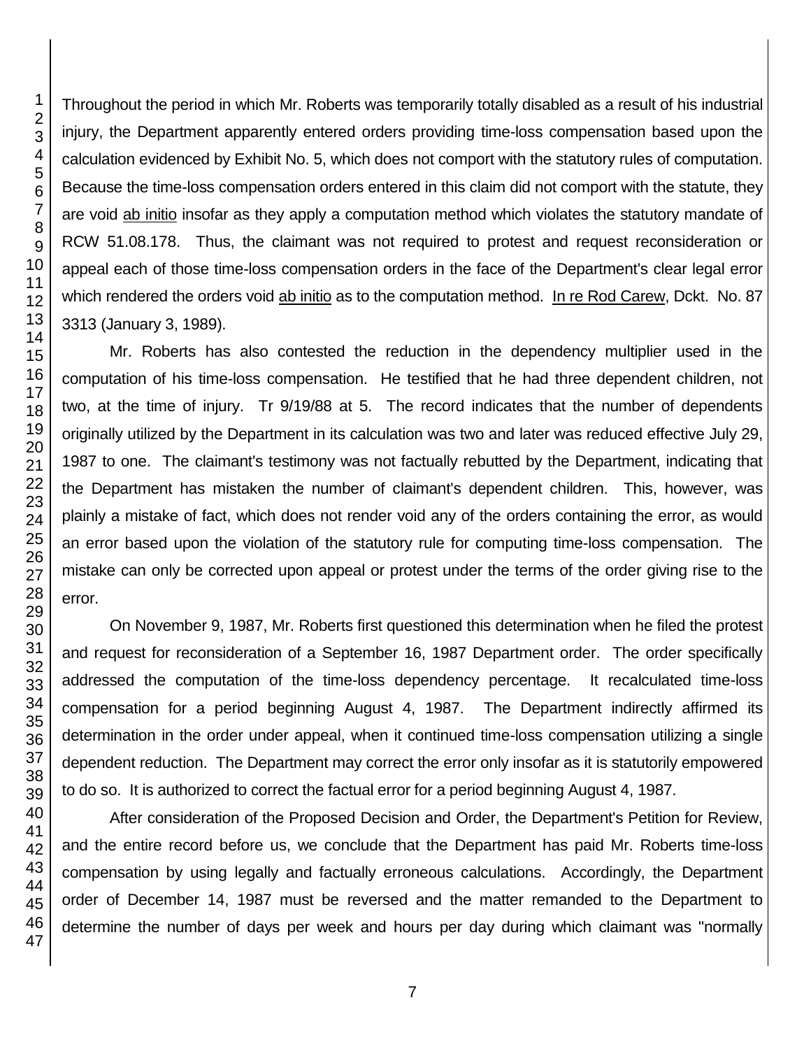Throughout the period in which Mr. Roberts was temporarily totally disabled as a result of his industrial injury, the Department apparently entered orders providing time-loss compensation based upon the calculation evidenced by Exhibit No. 5, which does not comport with the statutory rules of computation. Because the time-loss compensation orders entered in this claim did not comport with the statute, they are void ab initio insofar as they apply a computation method which violates the statutory mandate of RCW 51.08.178. Thus, the claimant was not required to protest and request reconsideration or appeal each of those time-loss compensation orders in the face of the Department's clear legal error which rendered the orders void ab initio as to the computation method. In re Rod Carew, Dckt. No. 87 3313 (January 3, 1989).

Mr. Roberts has also contested the reduction in the dependency multiplier used in the computation of his time-loss compensation. He testified that he had three dependent children, not two, at the time of injury. Tr 9/19/88 at 5. The record indicates that the number of dependents originally utilized by the Department in its calculation was two and later was reduced effective July 29, 1987 to one. The claimant's testimony was not factually rebutted by the Department, indicating that the Department has mistaken the number of claimant's dependent children. This, however, was plainly a mistake of fact, which does not render void any of the orders containing the error, as would an error based upon the violation of the statutory rule for computing time-loss compensation. The mistake can only be corrected upon appeal or protest under the terms of the order giving rise to the error.

On November 9, 1987, Mr. Roberts first questioned this determination when he filed the protest and request for reconsideration of a September 16, 1987 Department order. The order specifically addressed the computation of the time-loss dependency percentage. It recalculated time-loss compensation for a period beginning August 4, 1987. The Department indirectly affirmed its determination in the order under appeal, when it continued time-loss compensation utilizing a single dependent reduction. The Department may correct the error only insofar as it is statutorily empowered to do so. It is authorized to correct the factual error for a period beginning August 4, 1987.

After consideration of the Proposed Decision and Order, the Department's Petition for Review, and the entire record before us, we conclude that the Department has paid Mr. Roberts time-loss compensation by using legally and factually erroneous calculations. Accordingly, the Department order of December 14, 1987 must be reversed and the matter remanded to the Department to determine the number of days per week and hours per day during which claimant was "normally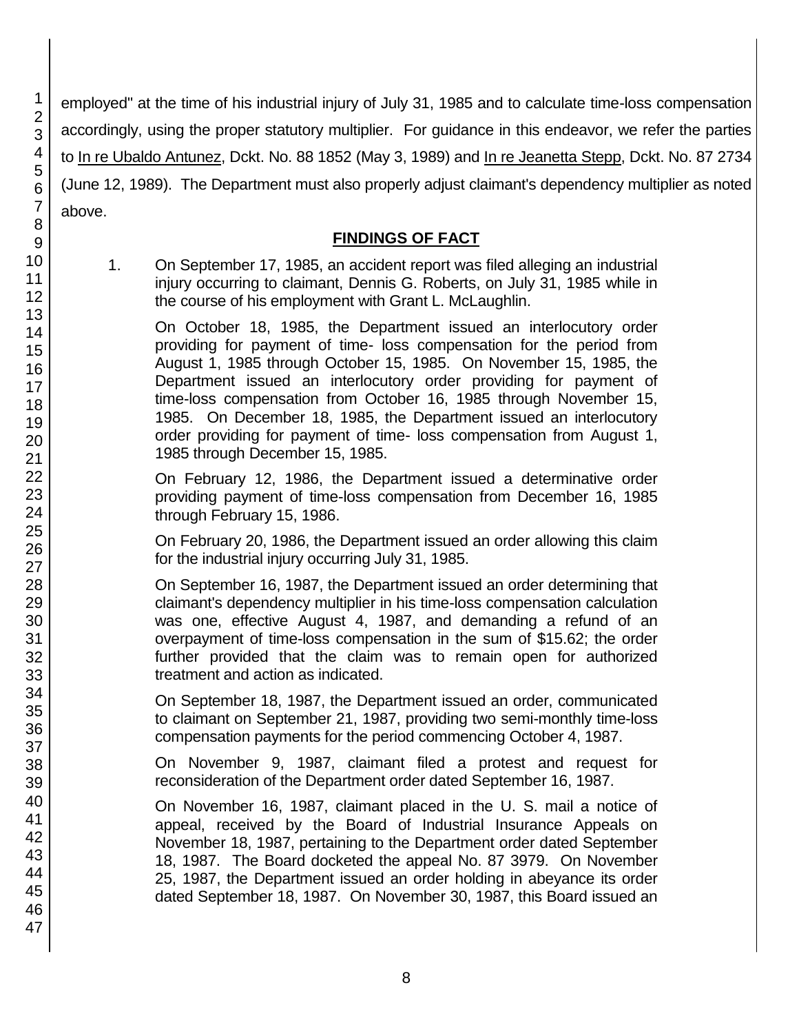employed" at the time of his industrial injury of July 31, 1985 and to calculate time-loss compensation accordingly, using the proper statutory multiplier. For guidance in this endeavor, we refer the parties to In re Ubaldo Antunez, Dckt. No. 88 1852 (May 3, 1989) and In re Jeanetta Stepp, Dckt. No. 87 2734 (June 12, 1989). The Department must also properly adjust claimant's dependency multiplier as noted above.

## FINDINGS OF FACT

1. On September 17, 1985, an accident report was filed alleging an industrial injury occurring to claimant, Dennis G. Roberts, on July 31, 1985 while in the course of his employment with Grant L. McLaughlin.

   On October 18, 1985, the Department issued an interlocutory order providing for payment of time- loss compensation for the period from August 1, 1985 through October 15, 1985. On November 15, 1985, the Department issued an interlocutory order providing for payment of time-loss compensation from October 16, 1985 through November 15, 1985. On December 18, 1985, the Department issued an interlocutory order providing for payment of time- loss compensation from August 1, 1985 through December 15, 1985.

   On February 12, 1986, the Department issued a determinative order providing payment of time-loss compensation from December 16, 1985 through February 15, 1986.

   On February 20, 1986, the Department issued an order allowing this claim for the industrial injury occurring July 31, 1985.

   On September 16, 1987, the Department issued an order determining that claimant's dependency multiplier in his time-loss compensation calculation was one, effective August 4, 1987, and demanding a refund of an overpayment of time-loss compensation in the sum of $15.62; the order further provided that the claim was to remain open for authorized treatment and action as indicated.

   On September 18, 1987, the Department issued an order, communicated to claimant on September 21, 1987, providing two semi-monthly time-loss compensation payments for the period commencing October 4, 1987.

   On November 9, 1987, claimant filed a protest and request for reconsideration of the Department order dated September 16, 1987.

   On November 16, 1987, claimant placed in the U. S. mail a notice of appeal, received by the Board of Industrial Insurance Appeals on November 18, 1987, pertaining to the Department order dated September 18, 1987. The Board docketed the appeal No. 87 3979. On November 25, 1987, the Department issued an order holding in abeyance its order dated September 18, 1987. On November 30, 1987, this Board issued an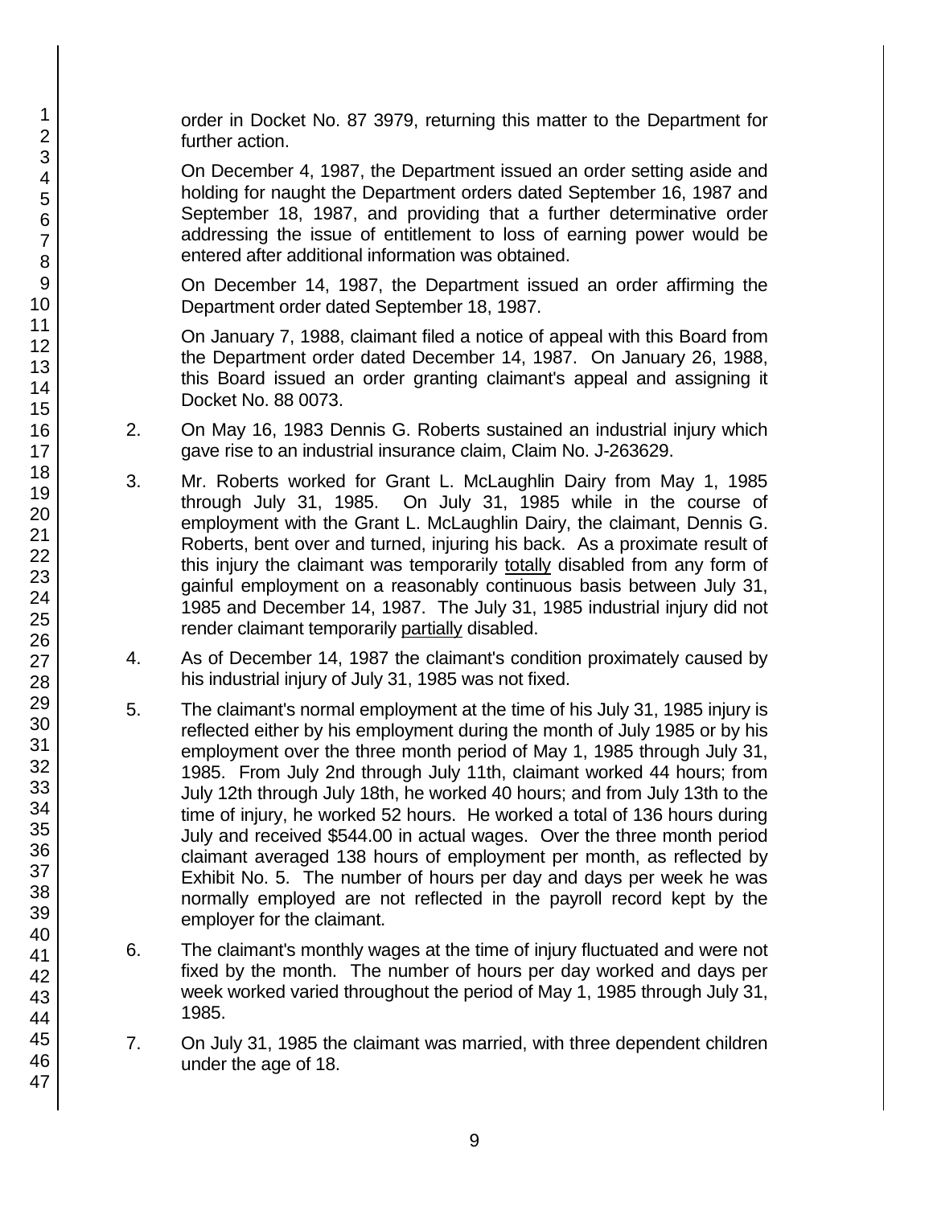order in Docket No. 87 3979, returning this matter to the Department for further action.

On December 4, 1987, the Department issued an order setting aside and holding for naught the Department orders dated September 16, 1987 and September 18, 1987, and providing that a further determinative order addressing the issue of entitlement to loss of earning power would be entered after additional information was obtained.

On December 14, 1987, the Department issued an order affirming the Department order dated September 18, 1987.

On January 7, 1988, claimant filed a notice of appeal with this Board from the Department order dated December 14, 1987. On January 26, 1988, this Board issued an order granting claimant's appeal and assigning it Docket No. 88 0073.

2. On May 16, 1983 Dennis G. Roberts sustained an industrial injury which gave rise to an industrial insurance claim, Claim No. J-263629.

3. Mr. Roberts worked for Grant L. McLaughlin Dairy from May 1, 1985 through July 31, 1985. On July 31, 1985 while in the course of employment with the Grant L. McLaughlin Dairy, the claimant, Dennis G. Roberts, bent over and turned, injuring his back. As a proximate result of this injury the claimant was temporarily totally disabled from any form of gainful employment on a reasonably continuous basis between July 31, 1985 and December 14, 1987. The July 31, 1985 industrial injury did not render claimant temporarily partially disabled.

4. As of December 14, 1987 the claimant's condition proximately caused by his industrial injury of July 31, 1985 was not fixed.

5. The claimant's normal employment at the time of his July 31, 1985 injury is reflected either by his employment during the month of July 1985 or by his employment over the three month period of May 1, 1985 through July 31, 1985. From July 2nd through July 11th, claimant worked 44 hours; from July 12th through July 18th, he worked 40 hours; and from July 13th to the time of injury, he worked 52 hours. He worked a total of 136 hours during July and received $544.00 in actual wages. Over the three month period claimant averaged 138 hours of employment per month, as reflected by Exhibit No. 5. The number of hours per day and days per week he was normally employed are not reflected in the payroll record kept by the employer for the claimant.

6. The claimant's monthly wages at the time of injury fluctuated and were not fixed by the month. The number of hours per day worked and days per week worked varied throughout the period of May 1, 1985 through July 31, 1985.

7. On July 31, 1985 the claimant was married, with three dependent children under the age of 18.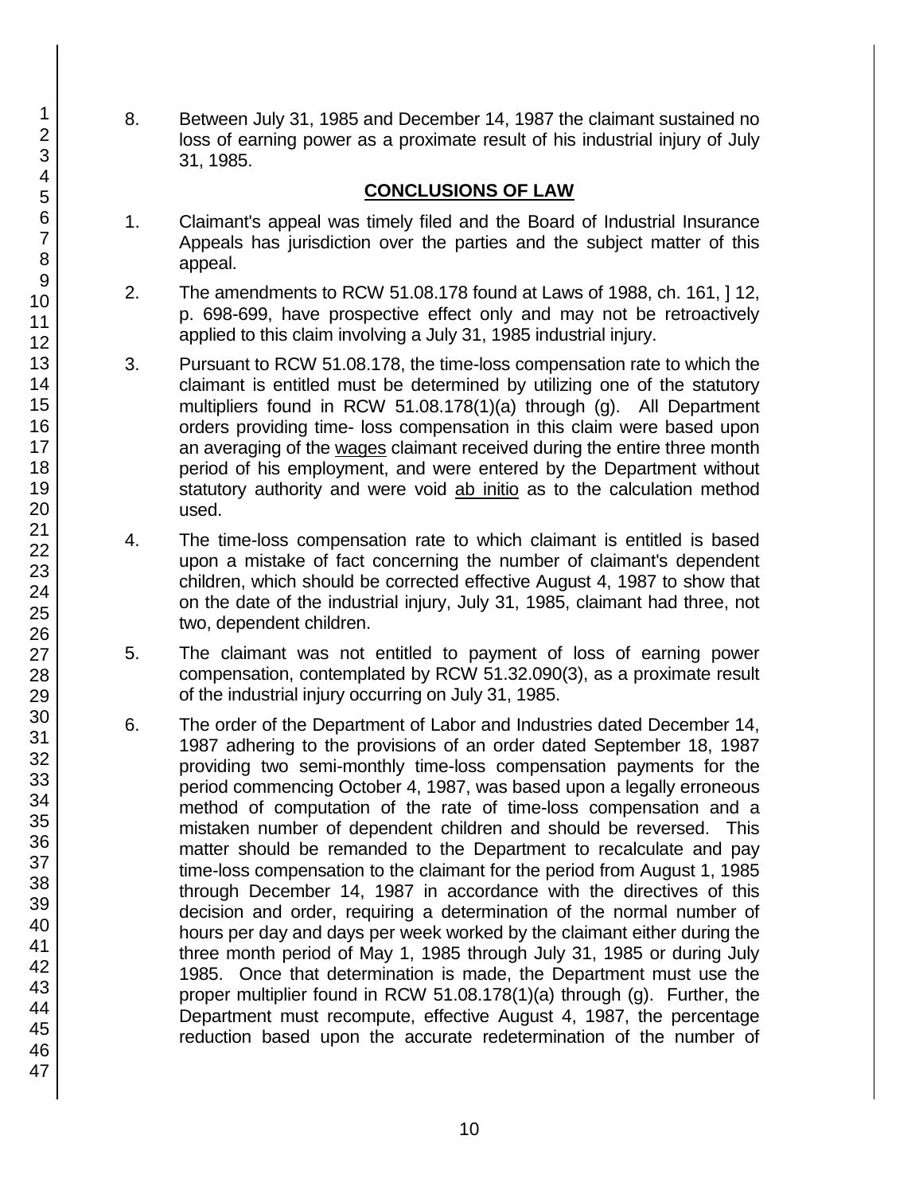8. Between July 31, 1985 and December 14, 1987 the claimant sustained no loss of earning power as a proximate result of his industrial injury of July 31, 1985.

## CONCLUSIONS OF LAW

1. Claimant's appeal was timely filed and the Board of Industrial Insurance Appeals has jurisdiction over the parties and the subject matter of this appeal.

2. The amendments to RCW 51.08.178 found at Laws of 1988, ch. 161, ] 12, p. 698-699, have prospective effect only and may not be retroactively applied to this claim involving a July 31, 1985 industrial injury.

3. Pursuant to RCW 51.08.178, the time-loss compensation rate to which the claimant is entitled must be determined by utilizing one of the statutory multipliers found in RCW 51.08.178(1)(a) through (g). All Department orders providing time- loss compensation in this claim were based upon an averaging of the wages claimant received during the entire three month period of his employment, and were entered by the Department without statutory authority and were void ab initio as to the calculation method used.

4. The time-loss compensation rate to which claimant is entitled is based upon a mistake of fact concerning the number of claimant's dependent children, which should be corrected effective August 4, 1987 to show that on the date of the industrial injury, July 31, 1985, claimant had three, not two, dependent children.

5. The claimant was not entitled to payment of loss of earning power compensation, contemplated by RCW 51.32.090(3), as a proximate result of the industrial injury occurring on July 31, 1985.

6. The order of the Department of Labor and Industries dated December 14, 1987 adhering to the provisions of an order dated September 18, 1987 providing two semi-monthly time-loss compensation payments for the period commencing October 4, 1987, was based upon a legally erroneous method of computation of the rate of time-loss compensation and a mistaken number of dependent children and should be reversed. This matter should be remanded to the Department to recalculate and pay time-loss compensation to the claimant for the period from August 1, 1985 through December 14, 1987 in accordance with the directives of this decision and order, requiring a determination of the normal number of hours per day and days per week worked by the claimant either during the three month period of May 1, 1985 through July 31, 1985 or during July 1985. Once that determination is made, the Department must use the proper multiplier found in RCW 51.08.178(1)(a) through (g). Further, the Department must recompute, effective August 4, 1987, the percentage reduction based upon the accurate redetermination of the number of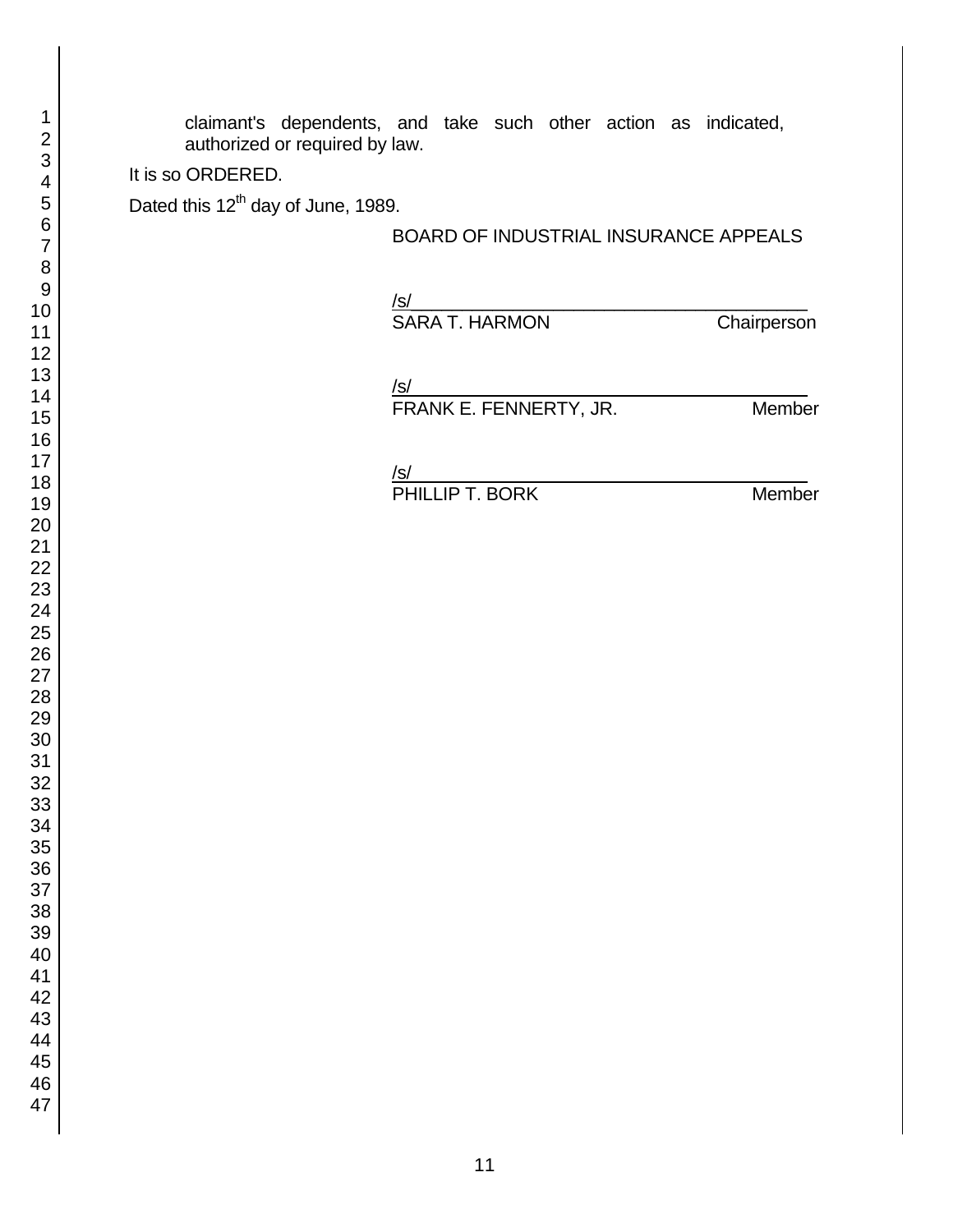claimant's dependents, and take such other action as indicated, authorized or required by law.

It is so ORDERED.

Dated this 12th day of June, 1989.

BOARD OF INDUSTRIAL INSURANCE APPEALS

/s/
SARA T. HARMON Chairperson

/s/
FRANK E. FENNERTY, JR. Member

/s/
PHILLIP T. BORK Member